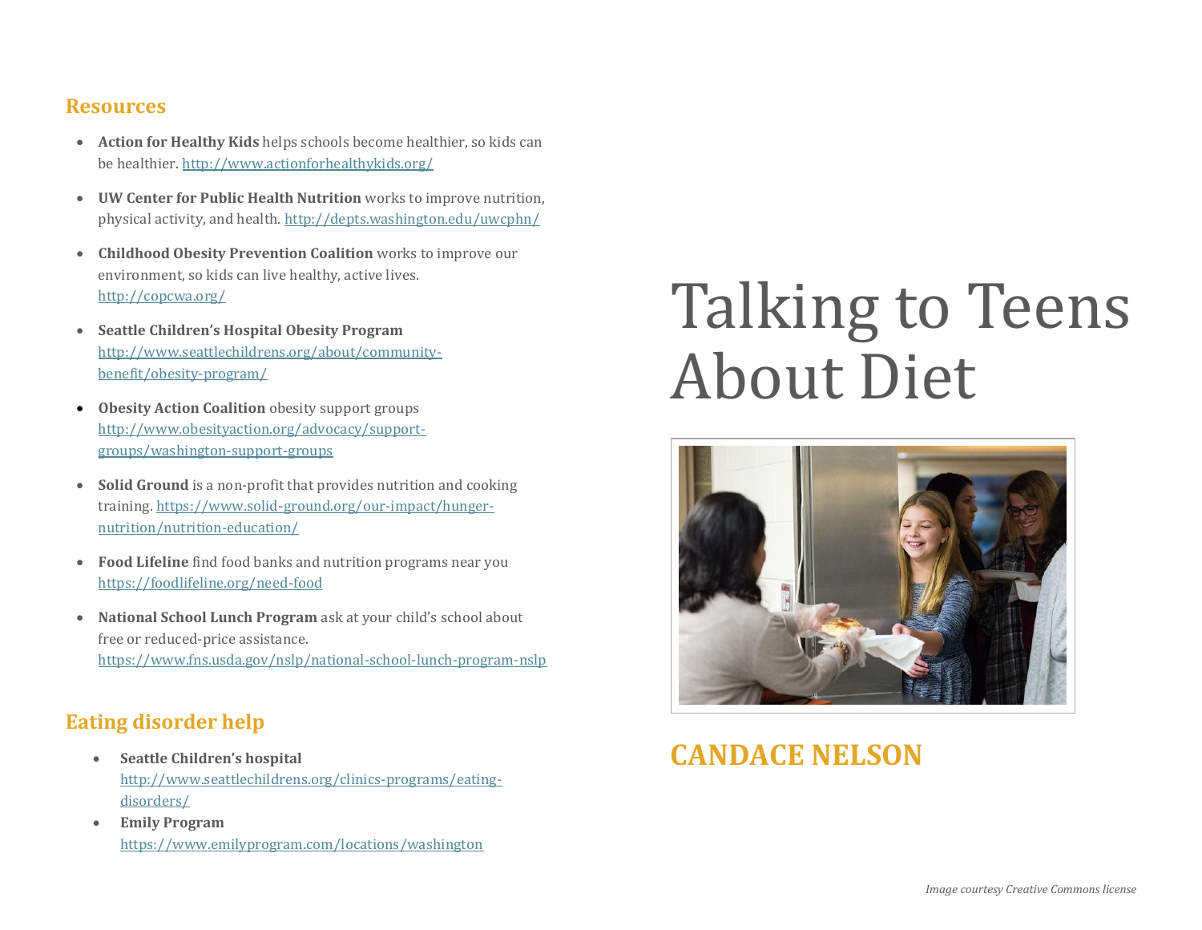## Resources

- **Action for Healthy Kids** helps schools become healthier, so kids can be healthier. http://www.actionforhealthykids.org/
- **UW Center for Public Health Nutrition** works to improve nutrition, physical activity, and health. http://depts.washington.edu/uwcphn/
- **Childhood Obesity Prevention Coalition** works to improve our environment, so kids can live healthy, active lives. http://copcwa.org/
- **Seattle Children's Hospital Obesity Program** http://www.seattlechildrens.org/about/community-benefit/obesity-program/
- **Obesity Action Coalition** obesity support groups http://www.obesityaction.org/advocacy/support-groups/washington-support-groups
- **Solid Ground** is a non-profit that provides nutrition and cooking training. https://www.solid-ground.org/our-impact/hunger-nutrition/nutrition-education/
- **Food Lifeline** find food banks and nutrition programs near you https://foodlifeline.org/need-food
- **National School Lunch Program** ask at your child's school about free or reduced-price assistance. https://www.fns.usda.gov/nslp/national-school-lunch-program-nslp

## Eating disorder help

- **Seattle Children's hospital** http://www.seattlechildrens.org/clinics-programs/eating-disorders/
- **Emily Program** https://www.emilyprogram.com/locations/washington

# Talking to Teens About Diet

## CANDACE NELSON

*Image courtesy Creative Commons license*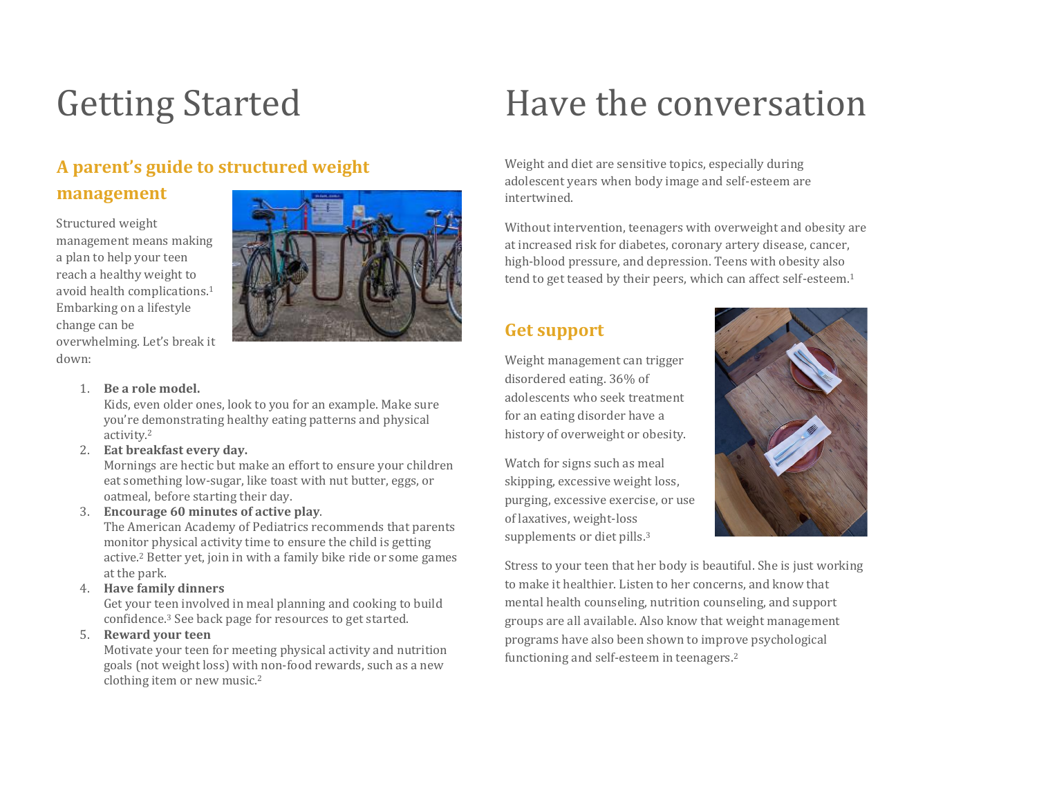# Getting Started

## A parent's guide to structured weight management

Structured weight management means making a plan to help your teen reach a healthy weight to avoid health complications.[1] Embarking on a lifestyle change can be overwhelming. Let's break it down:

1. **Be a role model.**
   Kids, even older ones, look to you for an example. Make sure you're demonstrating healthy eating patterns and physical activity.[2]
2. **Eat breakfast every day.**
   Mornings are hectic but make an effort to ensure your children eat something low-sugar, like toast with nut butter, eggs, or oatmeal, before starting their day.
3. **Encourage 60 minutes of active play**.
   The American Academy of Pediatrics recommends that parents monitor physical activity time to ensure the child is getting active.[2] Better yet, join in with a family bike ride or some games at the park.
4. **Have family dinners**
   Get your teen involved in meal planning and cooking to build confidence.[3] See back page for resources to get started.
5. **Reward your teen**
   Motivate your teen for meeting physical activity and nutrition goals (not weight loss) with non-food rewards, such as a new clothing item or new music.[2]

# Have the conversation

Weight and diet are sensitive topics, especially during adolescent years when body image and self-esteem are intertwined.

Without intervention, teenagers with overweight and obesity are at increased risk for diabetes, coronary artery disease, cancer, high-blood pressure, and depression. Teens with obesity also tend to get teased by their peers, which can affect self-esteem.[1]

## Get support

Weight management can trigger disordered eating. 36% of adolescents who seek treatment for an eating disorder have a history of overweight or obesity.

Watch for signs such as meal skipping, excessive weight loss, purging, excessive exercise, or use of laxatives, weight-loss supplements or diet pills.[3]

Stress to your teen that her body is beautiful. She is just working to make it healthier. Listen to her concerns, and know that mental health counseling, nutrition counseling, and support groups are all available. Also know that weight management programs have also been shown to improve psychological functioning and self-esteem in teenagers.[2]